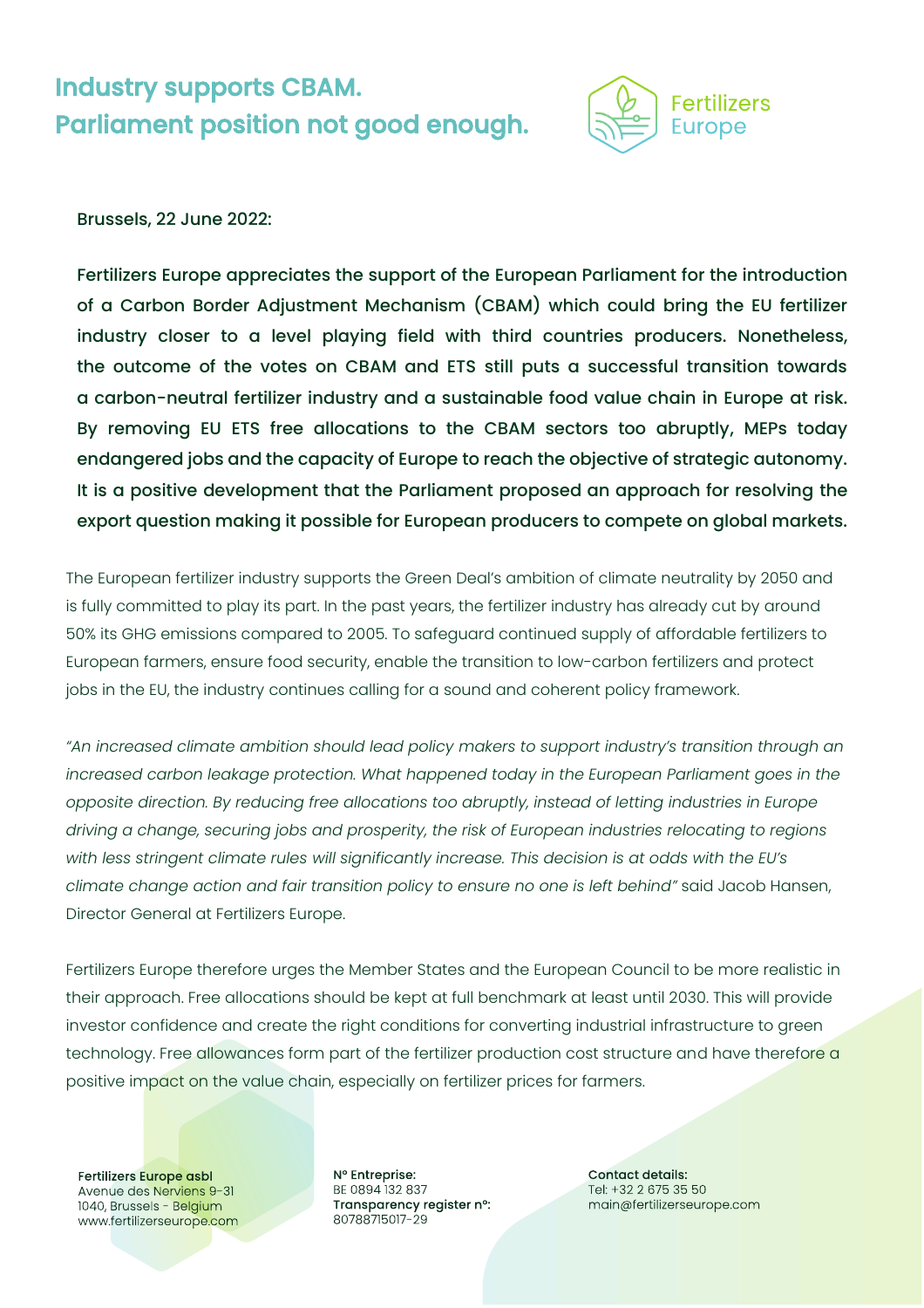# Industry supports CBAM.
# Parliament position not good enough.

Brussels, 22 June 2022:

**Fertilizers Europe appreciates the support of the European Parliament for the introduction of a Carbon Border Adjustment Mechanism (CBAM) which could bring the EU fertilizer industry closer to a level playing field with third countries producers. Nonetheless, the outcome of the votes on CBAM and ETS still puts a successful transition towards a carbon-neutral fertilizer industry and a sustainable food value chain in Europe at risk. By removing EU ETS free allocations to the CBAM sectors too abruptly, MEPs today endangered jobs and the capacity of Europe to reach the objective of strategic autonomy. It is a positive development that the Parliament proposed an approach for resolving the export question making it possible for European producers to compete on global markets.**

The European fertilizer industry supports the Green Deal's ambition of climate neutrality by 2050 and is fully committed to play its part. In the past years, the fertilizer industry has already cut by around 50% its GHG emissions compared to 2005. To safeguard continued supply of affordable fertilizers to European farmers, ensure food security, enable the transition to low-carbon fertilizers and protect jobs in the EU, the industry continues calling for a sound and coherent policy framework.

*"An increased climate ambition should lead policy makers to support industry's transition through an increased carbon leakage protection. What happened today in the European Parliament goes in the opposite direction. By reducing free allocations too abruptly, instead of letting industries in Europe driving a change, securing jobs and prosperity, the risk of European industries relocating to regions with less stringent climate rules will significantly increase. This decision is at odds with the EU's climate change action and fair transition policy to ensure no one is left behind"* said Jacob Hansen, Director General at Fertilizers Europe.

Fertilizers Europe therefore urges the Member States and the European Council to be more realistic in their approach. Free allocations should be kept at full benchmark at least until 2030. This will provide investor confidence and create the right conditions for converting industrial infrastructure to green technology. Free allowances form part of the fertilizer production cost structure and have therefore a positive impact on the value chain, especially on fertilizer prices for farmers.

**Fertilizers Europe asbl**
Avenue des Nerviens 9-31
1040, Brussels - Belgium
www.fertilizerseurope.com

**N° Entreprise:**
BE 0894 132 837
**Transparency register n°:**
80788715017-29

**Contact details:**
Tel: +32 2 675 35 50
main@fertilizerseurope.com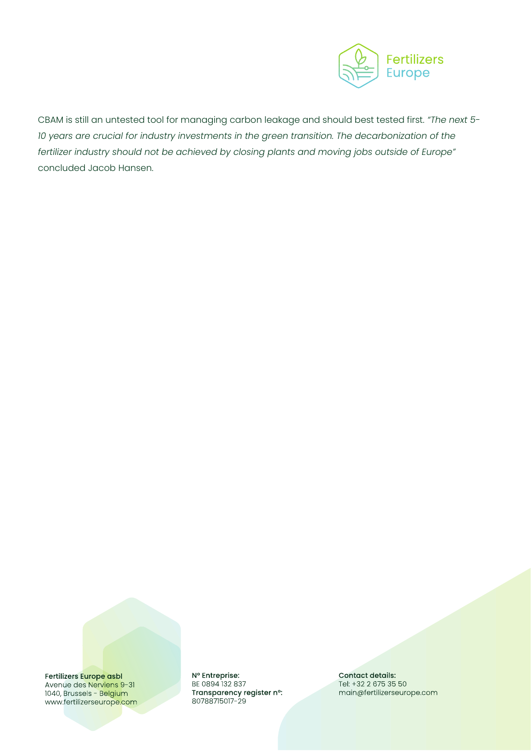CBAM is still an untested tool for managing carbon leakage and should best tested first. *"The next 5-10 years are crucial for industry investments in the green transition. The decarbonization of the fertilizer industry should not be achieved by closing plants and moving jobs outside of Europe"* concluded Jacob Hansen.

**Fertilizers Europe asbl**
Avenue des Nerviens 9-31
1040, Brussels - Belgium
www.fertilizerseurope.com

**N° Entreprise:**
BE 0894 132 837
**Transparency register n°:**
80788715017-29

**Contact details:**
Tel: +32 2 675 35 50
main@fertilizerseurope.com